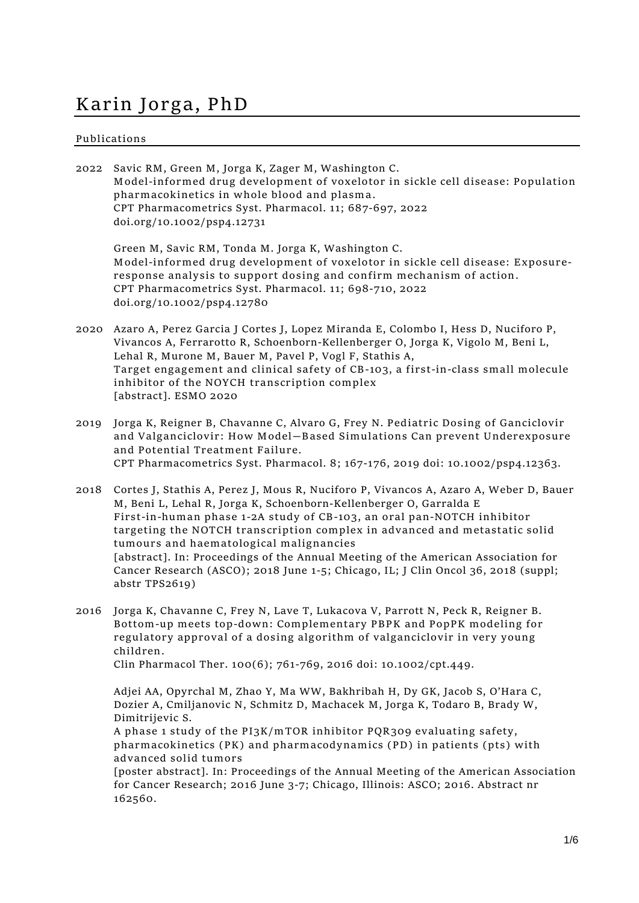# Karin Jorga, PhD

## Publications

2022 Savic RM, Green M, Jorga K, Zager M, Washington C.
Model-informed drug development of voxelotor in sickle cell disease: Population pharmacokinetics in whole blood and plasma.
CPT Pharmacometrics Syst. Pharmacol. 11; 687-697, 2022
doi.org/10.1002/psp4.12731

Green M, Savic RM, Tonda M. Jorga K, Washington C.
Model-informed drug development of voxelotor in sickle cell disease: Exposure-response analysis to support dosing and confirm mechanism of action.
CPT Pharmacometrics Syst. Pharmacol. 11; 698-710, 2022
doi.org/10.1002/psp4.12780

2020 Azaro A, Perez Garcia J Cortes J, Lopez Miranda E, Colombo I, Hess D, Nuciforo P, Vivancos A, Ferrarotto R, Schoenborn-Kellenberger O, Jorga K, Vigolo M, Beni L, Lehal R, Murone M, Bauer M, Pavel P, Vogl F, Stathis A,
Target engagement and clinical safety of CB-103, a first-in-class small molecule inhibitor of the NOYCH transcription complex
[abstract]. ESMO 2020

2019 Jorga K, Reigner B, Chavanne C, Alvaro G, Frey N. Pediatric Dosing of Ganciclovir and Valganciclovir: How Model—Based Simulations Can prevent Underexposure and Potential Treatment Failure.
CPT Pharmacometrics Syst. Pharmacol. 8; 167-176, 2019 doi: 10.1002/psp4.12363.

2018 Cortes J, Stathis A, Perez J, Mous R, Nuciforo P, Vivancos A, Azaro A, Weber D, Bauer M, Beni L, Lehal R, Jorga K, Schoenborn-Kellenberger O, Garralda E
First-in-human phase 1-2A study of CB-103, an oral pan-NOTCH inhibitor targeting the NOTCH transcription complex in advanced and metastatic solid tumours and haematological malignancies
[abstract]. In: Proceedings of the Annual Meeting of the American Association for Cancer Research (ASCO); 2018 June 1-5; Chicago, IL; J Clin Oncol 36, 2018 (suppl; abstr TPS2619)

2016 Jorga K, Chavanne C, Frey N, Lave T, Lukacova V, Parrott N, Peck R, Reigner B.
Bottom-up meets top-down: Complementary PBPK and PopPK modeling for regulatory approval of a dosing algorithm of valganciclovir in very young children.
Clin Pharmacol Ther. 100(6); 761-769, 2016 doi: 10.1002/cpt.449.

Adjei AA, Opyrchal M, Zhao Y, Ma WW, Bakhribah H, Dy GK, Jacob S, O'Hara C, Dozier A, Cmiljanovic N, Schmitz D, Machacek M, Jorga K, Todaro B, Brady W, Dimitrijevic S.
A phase 1 study of the PI3K/mTOR inhibitor PQR309 evaluating safety, pharmacokinetics (PK) and pharmacodynamics (PD) in patients (pts) with advanced solid tumors
[poster abstract]. In: Proceedings of the Annual Meeting of the American Association for Cancer Research; 2016 June 3-7; Chicago, Illinois: ASCO; 2016. Abstract nr 162560.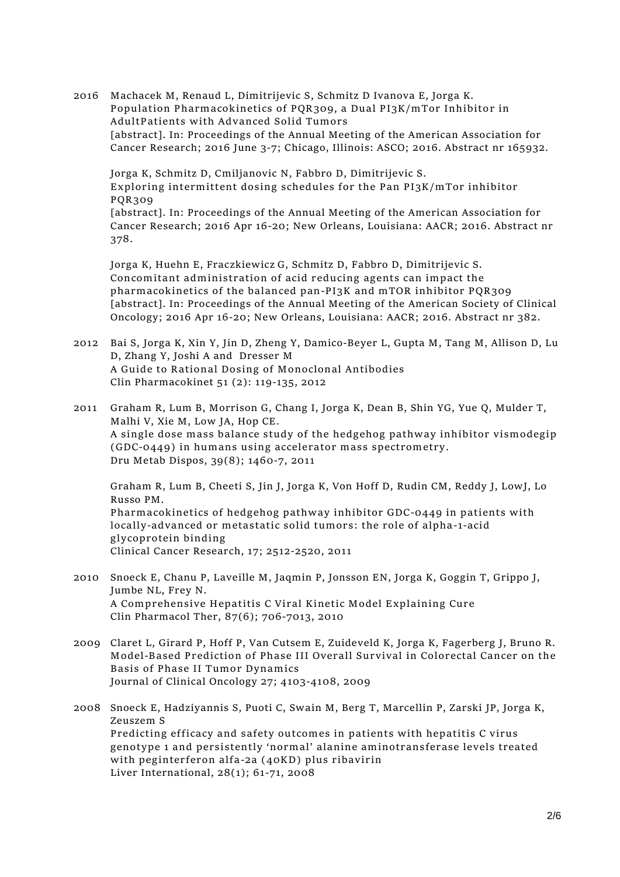2016 Machacek M, Renaud L, Dimitrijevic S, Schmitz D Ivanova E, Jorga K.
Population Pharmacokinetics of PQR309, a Dual PI3K/mTor Inhibitor in AdultPatients with Advanced Solid Tumors
[abstract]. In: Proceedings of the Annual Meeting of the American Association for Cancer Research; 2016 June 3-7; Chicago, Illinois: ASCO; 2016. Abstract nr 165932.

Jorga K, Schmitz D, Cmiljanovic N, Fabbro D, Dimitrijevic S.
Exploring intermittent dosing schedules for the Pan PI3K/mTor inhibitor PQR309
[abstract]. In: Proceedings of the Annual Meeting of the American Association for Cancer Research; 2016 Apr 16-20; New Orleans, Louisiana: AACR; 2016. Abstract nr 378.

Jorga K, Huehn E, Fraczkiewicz G, Schmitz D, Fabbro D, Dimitrijevic S.
Concomitant administration of acid reducing agents can impact the pharmacokinetics of the balanced pan-PI3K and mTOR inhibitor PQR309
[abstract]. In: Proceedings of the Annual Meeting of the American Society of Clinical Oncology; 2016 Apr 16-20; New Orleans, Louisiana: AACR; 2016. Abstract nr 382.

2012 Bai S, Jorga K, Xin Y, Jin D, Zheng Y, Damico-Beyer L, Gupta M, Tang M, Allison D, Lu D, Zhang Y, Joshi A and Dresser M
A Guide to Rational Dosing of Monoclonal Antibodies
Clin Pharmacokinet 51 (2): 119-135, 2012

2011 Graham R, Lum B, Morrison G, Chang I, Jorga K, Dean B, Shin YG, Yue Q, Mulder T, Malhi V, Xie M, Low JA, Hop CE.
A single dose mass balance study of the hedgehog pathway inhibitor vismodegip (GDC-0449) in humans using accelerator mass spectrometry.
Dru Metab Dispos, 39(8); 1460-7, 2011

Graham R, Lum B, Cheeti S, Jin J, Jorga K, Von Hoff D, Rudin CM, Reddy J, LowJ, Lo Russo PM.
Pharmacokinetics of hedgehog pathway inhibitor GDC-0449 in patients with locally-advanced or metastatic solid tumors: the role of alpha-1-acid glycoprotein binding
Clinical Cancer Research, 17; 2512-2520, 2011

2010 Snoeck E, Chanu P, Laveille M, Jaqmin P, Jonsson EN, Jorga K, Goggin T, Grippo J, Jumbe NL, Frey N.
A Comprehensive Hepatitis C Viral Kinetic Model Explaining Cure
Clin Pharmacol Ther, 87(6); 706-7013, 2010

2009 Claret L, Girard P, Hoff P, Van Cutsem E, Zuideveld K, Jorga K, Fagerberg J, Bruno R.
Model-Based Prediction of Phase III Overall Survival in Colorectal Cancer on the Basis of Phase II Tumor Dynamics
Journal of Clinical Oncology 27; 4103-4108, 2009

2008 Snoeck E, Hadziyannis S, Puoti C, Swain M, Berg T, Marcellin P, Zarski JP, Jorga K, Zeuszem S
Predicting efficacy and safety outcomes in patients with hepatitis C virus genotype 1 and persistently 'normal' alanine aminotransferase levels treated with peginterferon alfa-2a (40KD) plus ribavirin
Liver International, 28(1); 61-71, 2008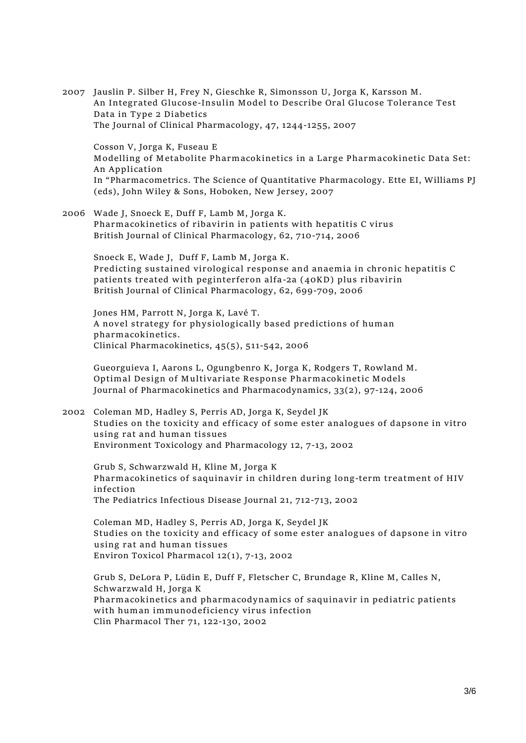2007 Jauslin P. Silber H, Frey N, Gieschke R, Simonsson U, Jorga K, Karsson M.
An Integrated Glucose-Insulin Model to Describe Oral Glucose Tolerance Test Data in Type 2 Diabetics
The Journal of Clinical Pharmacology, 47, 1244-1255, 2007

Cosson V, Jorga K, Fuseau E
Modelling of Metabolite Pharmacokinetics in a Large Pharmacokinetic Data Set: An Application
In "Pharmacometrics. The Science of Quantitative Pharmacology. Ette EI, Williams PJ (eds), John Wiley & Sons, Hoboken, New Jersey, 2007

2006 Wade J, Snoeck E, Duff F, Lamb M, Jorga K.
Pharmacokinetics of ribavirin in patients with hepatitis C virus
British Journal of Clinical Pharmacology, 62, 710-714, 2006

Snoeck E, Wade J, Duff F, Lamb M, Jorga K.
Predicting sustained virological response and anaemia in chronic hepatitis C patients treated with peginterferon alfa-2a (40KD) plus ribavirin
British Journal of Clinical Pharmacology, 62, 699-709, 2006

Jones HM, Parrott N, Jorga K, Lavé T.
A novel strategy for physiologically based predictions of human pharmacokinetics.
Clinical Pharmacokinetics, 45(5), 511-542, 2006

Gueorguieva I, Aarons L, Ogungbenro K, Jorga K, Rodgers T, Rowland M.
Optimal Design of Multivariate Response Pharmacokinetic Models
Journal of Pharmacokinetics and Pharmacodynamics, 33(2), 97-124, 2006

2002 Coleman MD, Hadley S, Perris AD, Jorga K, Seydel JK
Studies on the toxicity and efficacy of some ester analogues of dapsone in vitro using rat and human tissues
Environment Toxicology and Pharmacology 12, 7-13, 2002

Grub S, Schwarzwald H, Kline M, Jorga K
Pharmacokinetics of saquinavir in children during long-term treatment of HIV infection
The Pediatrics Infectious Disease Journal 21, 712-713, 2002

Coleman MD, Hadley S, Perris AD, Jorga K, Seydel JK
Studies on the toxicity and efficacy of some ester analogues of dapsone in vitro using rat and human tissues
Environ Toxicol Pharmacol 12(1), 7-13, 2002

Grub S, DeLora P, Lüdin E, Duff F, Fletscher C, Brundage R, Kline M, Calles N, Schwarzwald H, Jorga K
Pharmacokinetics and pharmacodynamics of saquinavir in pediatric patients with human immunodeficiency virus infection
Clin Pharmacol Ther 71, 122-130, 2002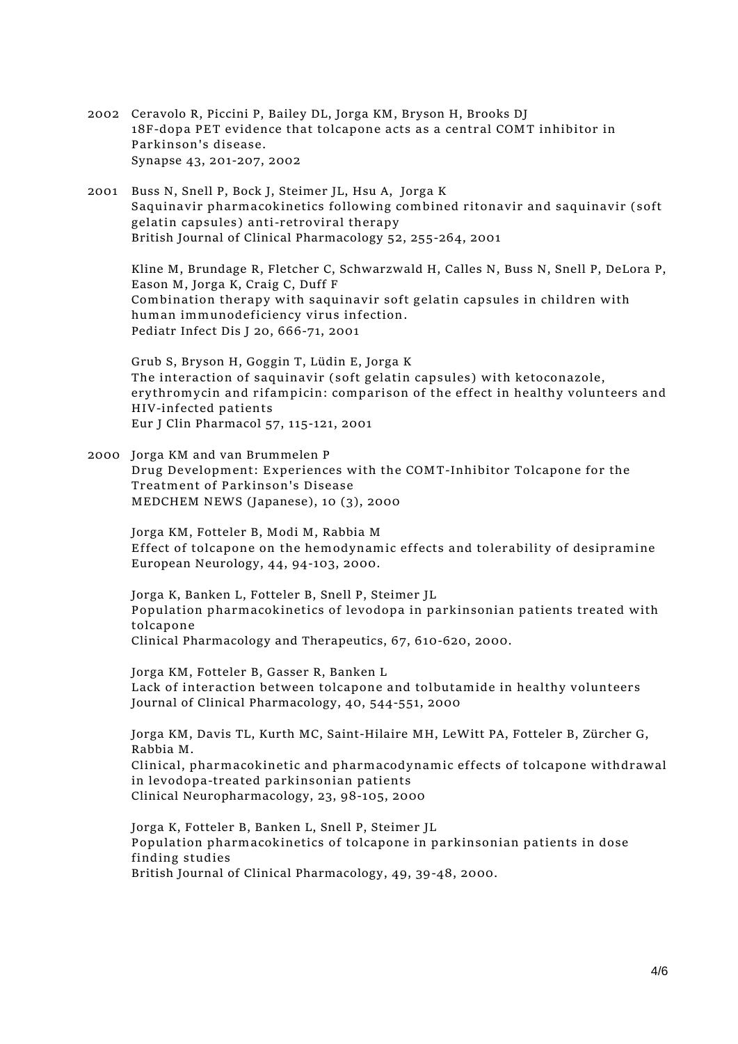2002 Ceravolo R, Piccini P, Bailey DL, Jorga KM, Bryson H, Brooks DJ
18F-dopa PET evidence that tolcapone acts as a central COMT inhibitor in Parkinson's disease.
Synapse 43, 201-207, 2002

2001 Buss N, Snell P, Bock J, Steimer JL, Hsu A, Jorga K
Saquinavir pharmacokinetics following combined ritonavir and saquinavir (soft gelatin capsules) anti-retroviral therapy
British Journal of Clinical Pharmacology 52, 255-264, 2001

Kline M, Brundage R, Fletcher C, Schwarzwald H, Calles N, Buss N, Snell P, DeLora P, Eason M, Jorga K, Craig C, Duff F
Combination therapy with saquinavir soft gelatin capsules in children with human immunodeficiency virus infection.
Pediatr Infect Dis J 20, 666-71, 2001

Grub S, Bryson H, Goggin T, Lüdin E, Jorga K
The interaction of saquinavir (soft gelatin capsules) with ketoconazole, erythromycin and rifampicin: comparison of the effect in healthy volunteers and HIV-infected patients
Eur J Clin Pharmacol 57, 115-121, 2001

2000 Jorga KM and van Brummelen P
Drug Development: Experiences with the COMT-Inhibitor Tolcapone for the Treatment of Parkinson's Disease
MEDCHEM NEWS (Japanese), 10 (3), 2000

Jorga KM, Fotteler B, Modi M, Rabbia M
Effect of tolcapone on the hemodynamic effects and tolerability of desipramine
European Neurology, 44, 94-103, 2000.

Jorga K, Banken L, Fotteler B, Snell P, Steimer JL
Population pharmacokinetics of levodopa in parkinsonian patients treated with tolcapone
Clinical Pharmacology and Therapeutics, 67, 610-620, 2000.

Jorga KM, Fotteler B, Gasser R, Banken L
Lack of interaction between tolcapone and tolbutamide in healthy volunteers
Journal of Clinical Pharmacology, 40, 544-551, 2000

Jorga KM, Davis TL, Kurth MC, Saint-Hilaire MH, LeWitt PA, Fotteler B, Zürcher G, Rabbia M.
Clinical, pharmacokinetic and pharmacodynamic effects of tolcapone withdrawal in levodopa-treated parkinsonian patients
Clinical Neuropharmacology, 23, 98-105, 2000

Jorga K, Fotteler B, Banken L, Snell P, Steimer JL
Population pharmacokinetics of tolcapone in parkinsonian patients in dose finding studies
British Journal of Clinical Pharmacology, 49, 39-48, 2000.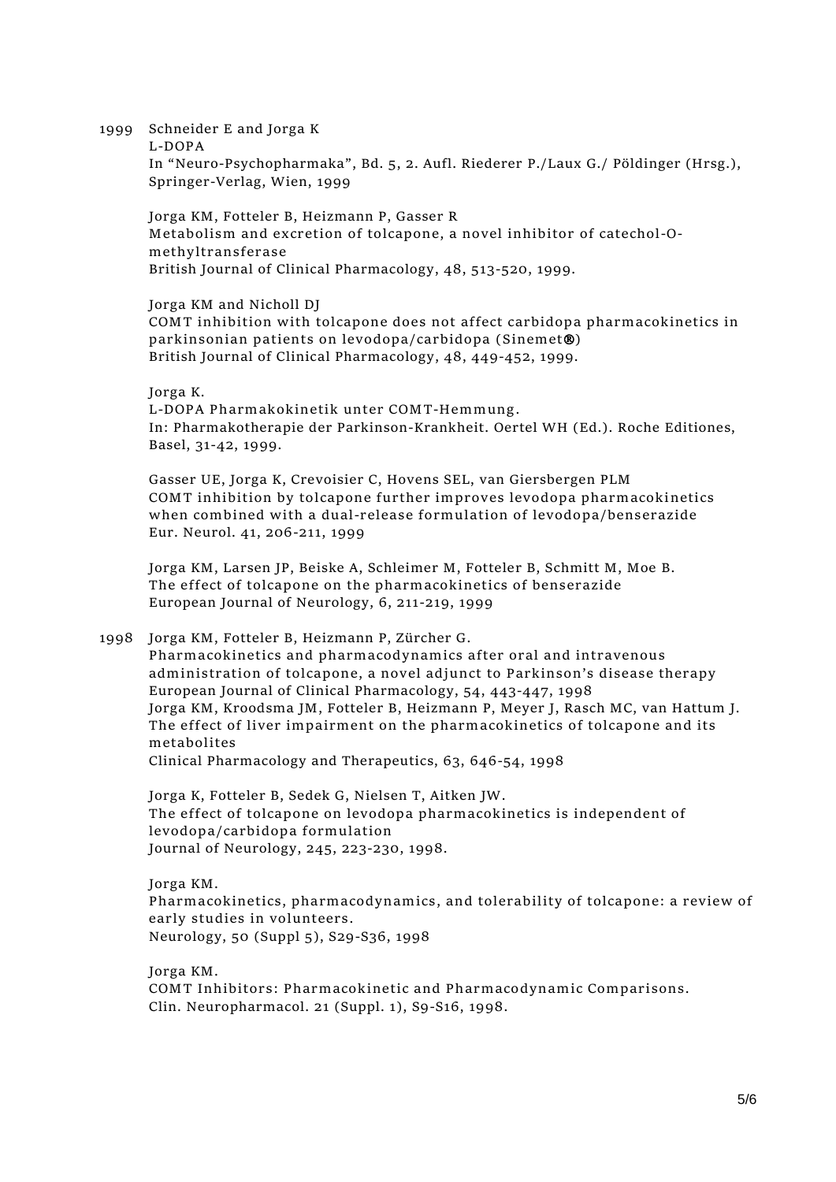1999 Schneider E and Jorga K
L-DOPA
In "Neuro-Psychopharmaka", Bd. 5, 2. Aufl. Riederer P./Laux G./ Pöldinger (Hrsg.), Springer-Verlag, Wien, 1999

Jorga KM, Fotteler B, Heizmann P, Gasser R
Metabolism and excretion of tolcapone, a novel inhibitor of catechol-O-methyltransferase
British Journal of Clinical Pharmacology, 48, 513-520, 1999.

Jorga KM and Nicholl DJ
COMT inhibition with tolcapone does not affect carbidopa pharmacokinetics in parkinsonian patients on levodopa/carbidopa (Sinemet®)
British Journal of Clinical Pharmacology, 48, 449-452, 1999.

Jorga K.
L-DOPA Pharmakokinetik unter COMT-Hemmung.
In: Pharmakotherapie der Parkinson-Krankheit. Oertel WH (Ed.). Roche Editiones, Basel, 31-42, 1999.

Gasser UE, Jorga K, Crevoisier C, Hovens SEL, van Giersbergen PLM
COMT inhibition by tolcapone further improves levodopa pharmacokinetics when combined with a dual-release formulation of levodopa/benserazide
Eur. Neurol. 41, 206-211, 1999

Jorga KM, Larsen JP, Beiske A, Schleimer M, Fotteler B, Schmitt M, Moe B.
The effect of tolcapone on the pharmacokinetics of benserazide
European Journal of Neurology, 6, 211-219, 1999

1998 Jorga KM, Fotteler B, Heizmann P, Zürcher G.
Pharmacokinetics and pharmacodynamics after oral and intravenous administration of tolcapone, a novel adjunct to Parkinson's disease therapy
European Journal of Clinical Pharmacology, 54, 443-447, 1998
Jorga KM, Kroodsma JM, Fotteler B, Heizmann P, Meyer J, Rasch MC, van Hattum J.
The effect of liver impairment on the pharmacokinetics of tolcapone and its metabolites
Clinical Pharmacology and Therapeutics, 63, 646-54, 1998

Jorga K, Fotteler B, Sedek G, Nielsen T, Aitken JW.
The effect of tolcapone on levodopa pharmacokinetics is independent of levodopa/carbidopa formulation
Journal of Neurology, 245, 223-230, 1998.

Jorga KM.
Pharmacokinetics, pharmacodynamics, and tolerability of tolcapone: a review of early studies in volunteers.
Neurology, 50 (Suppl 5), S29-S36, 1998

Jorga KM.
COMT Inhibitors: Pharmacokinetic and Pharmacodynamic Comparisons.
Clin. Neuropharmacol. 21 (Suppl. 1), S9-S16, 1998.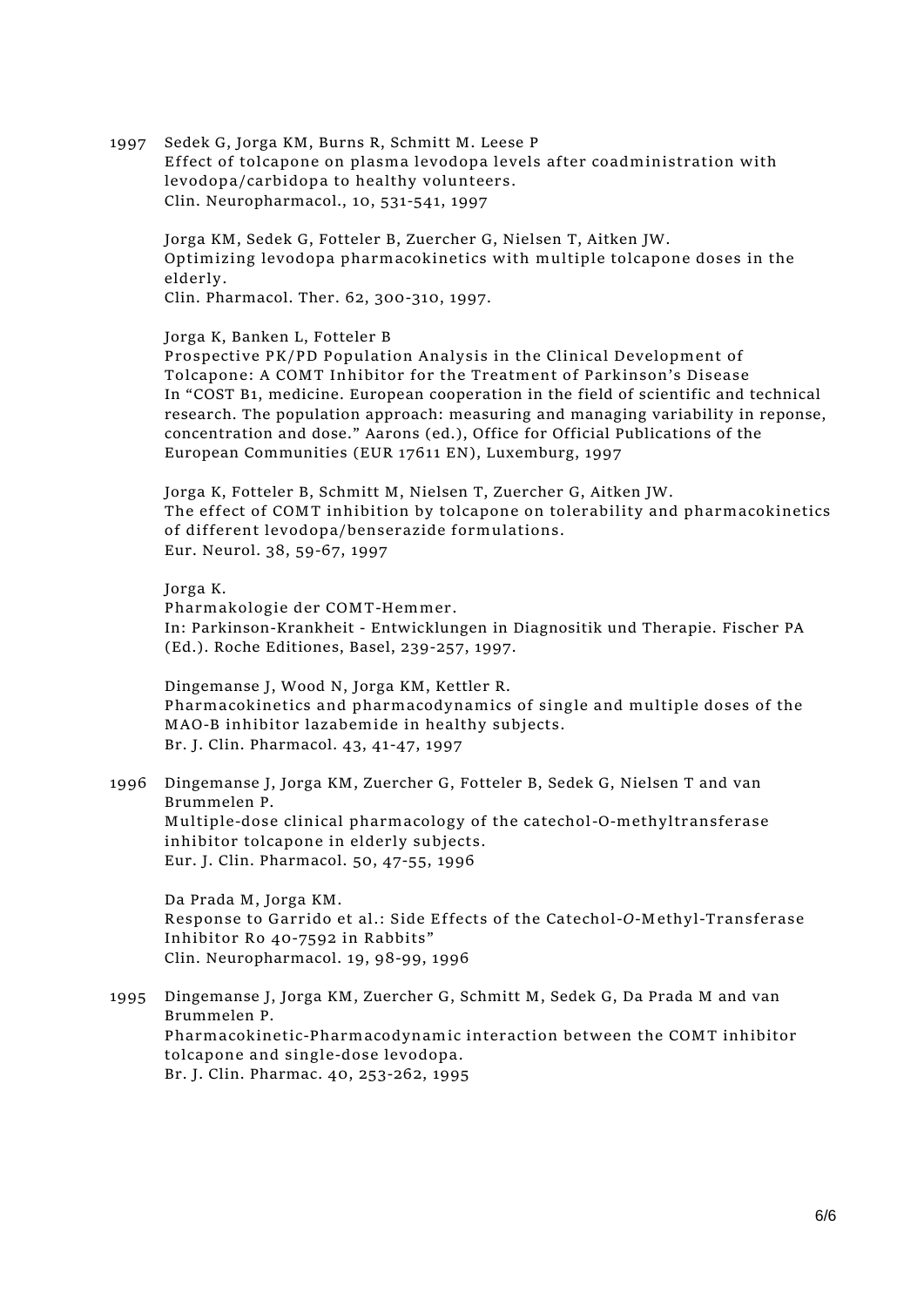1997 Sedek G, Jorga KM, Burns R, Schmitt M. Leese P
Effect of tolcapone on plasma levodopa levels after coadministration with levodopa/carbidopa to healthy volunteers.
Clin. Neuropharmacol., 10, 531-541, 1997

Jorga KM, Sedek G, Fotteler B, Zuercher G, Nielsen T, Aitken JW.
Optimizing levodopa pharmacokinetics with multiple tolcapone doses in the elderly.
Clin. Pharmacol. Ther. 62, 300-310, 1997.

Jorga K, Banken L, Fotteler B
Prospective PK/PD Population Analysis in the Clinical Development of Tolcapone: A COMT Inhibitor for the Treatment of Parkinson's Disease
In "COST B1, medicine. European cooperation in the field of scientific and technical research. The population approach: measuring and managing variability in reponse, concentration and dose." Aarons (ed.), Office for Official Publications of the European Communities (EUR 17611 EN), Luxemburg, 1997

Jorga K, Fotteler B, Schmitt M, Nielsen T, Zuercher G, Aitken JW.
The effect of COMT inhibition by tolcapone on tolerability and pharmacokinetics of different levodopa/benserazide formulations.
Eur. Neurol. 38, 59-67, 1997

Jorga K.
Pharmakologie der COMT-Hemmer.
In: Parkinson-Krankheit - Entwicklungen in Diagnositik und Therapie. Fischer PA (Ed.). Roche Editiones, Basel, 239-257, 1997.

Dingemanse J, Wood N, Jorga KM, Kettler R.
Pharmacokinetics and pharmacodynamics of single and multiple doses of the MAO-B inhibitor lazabemide in healthy subjects.
Br. J. Clin. Pharmacol. 43, 41-47, 1997

1996 Dingemanse J, Jorga KM, Zuercher G, Fotteler B, Sedek G, Nielsen T and van Brummelen P.
Multiple-dose clinical pharmacology of the catechol-O-methyltransferase inhibitor tolcapone in elderly subjects.
Eur. J. Clin. Pharmacol. 50, 47-55, 1996

Da Prada M, Jorga KM.
Response to Garrido et al.: Side Effects of the Catechol-*O*-Methyl-Transferase Inhibitor Ro 40-7592 in Rabbits"
Clin. Neuropharmacol. 19, 98-99, 1996

1995 Dingemanse J, Jorga KM, Zuercher G, Schmitt M, Sedek G, Da Prada M and van Brummelen P.
Pharmacokinetic-Pharmacodynamic interaction between the COMT inhibitor tolcapone and single-dose levodopa.
Br. J. Clin. Pharmac. 40, 253-262, 1995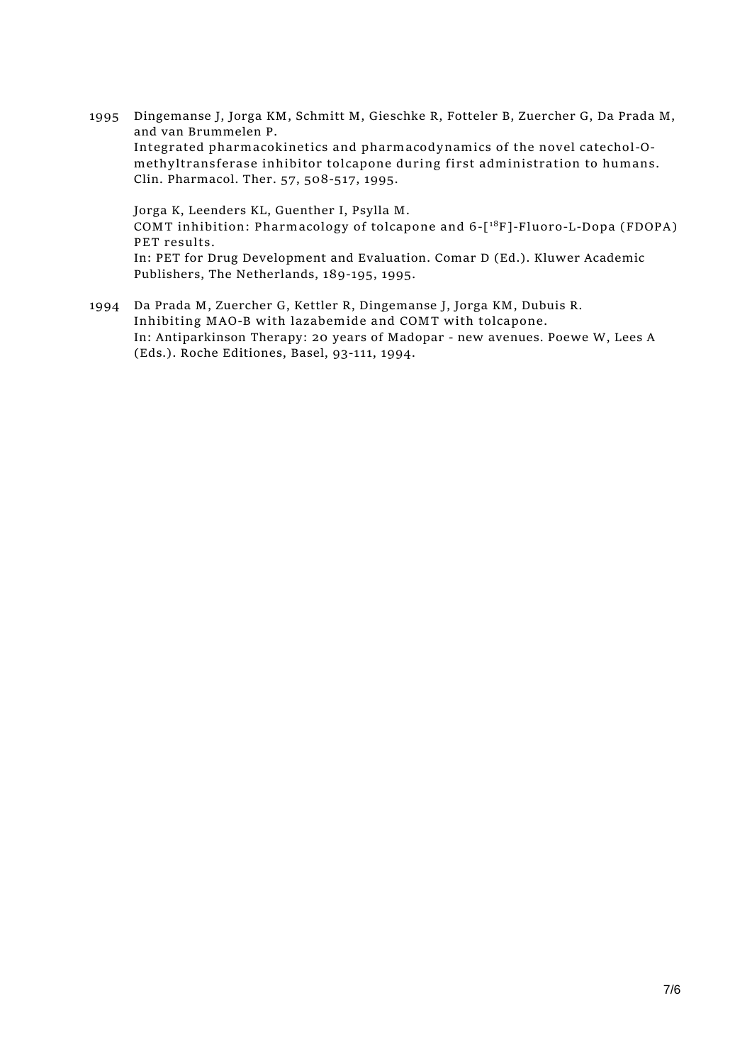1995 Dingemanse J, Jorga KM, Schmitt M, Gieschke R, Fotteler B, Zuercher G, Da Prada M, and van Brummelen P.
Integrated pharmacokinetics and pharmacodynamics of the novel catechol-O-methyltransferase inhibitor tolcapone during first administration to humans.
Clin. Pharmacol. Ther. 57, 508-517, 1995.

Jorga K, Leenders KL, Guenther I, Psylla M.
COMT inhibition: Pharmacology of tolcapone and 6-[$^{18}$F]-Fluoro-L-Dopa (FDOPA) PET results.
In: PET for Drug Development and Evaluation. Comar D (Ed.). Kluwer Academic Publishers, The Netherlands, 189-195, 1995.

1994 Da Prada M, Zuercher G, Kettler R, Dingemanse J, Jorga KM, Dubuis R.
Inhibiting MAO-B with lazabemide and COMT with tolcapone.
In: Antiparkinson Therapy: 20 years of Madopar - new avenues. Poewe W, Lees A (Eds.). Roche Editiones, Basel, 93-111, 1994.